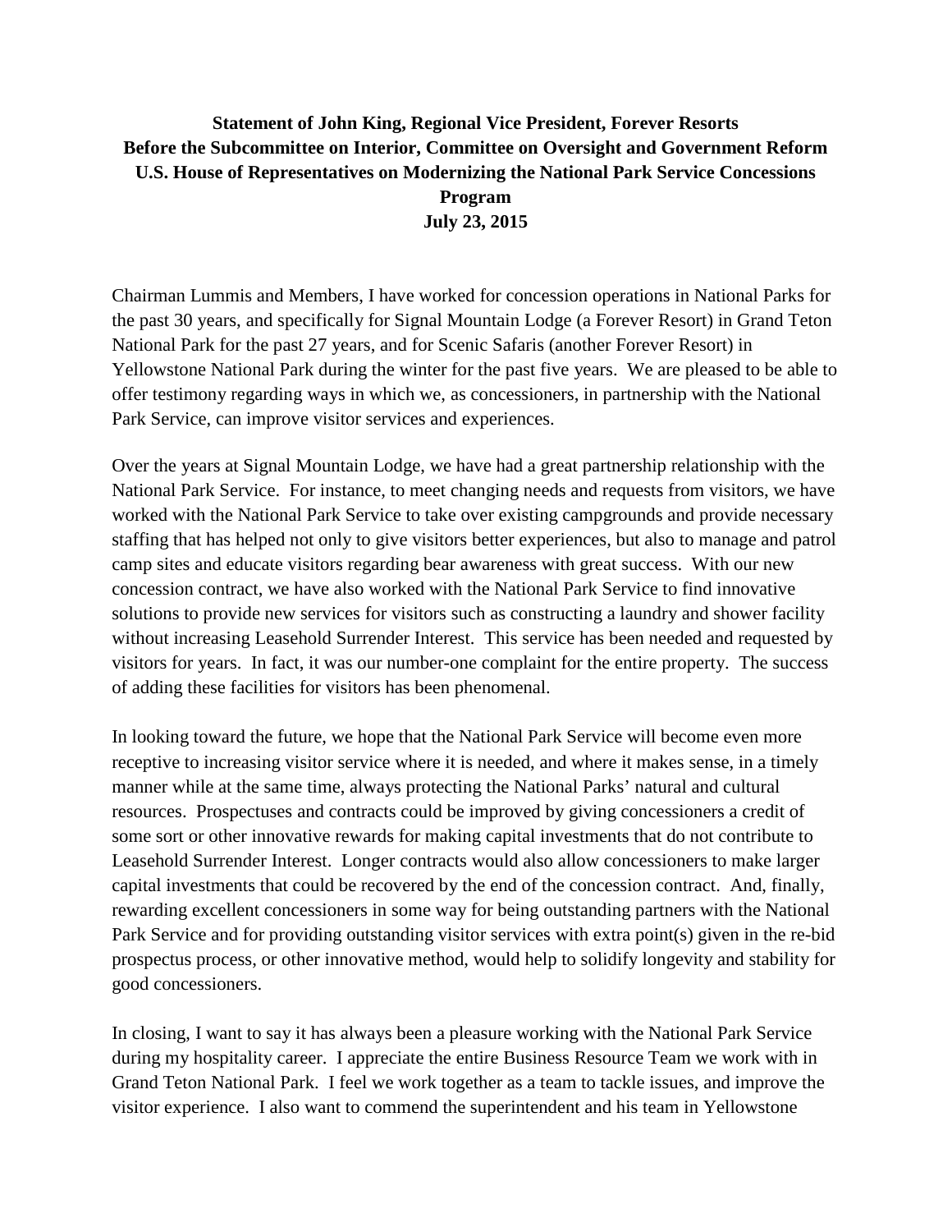**Statement of John King, Regional Vice President, Forever Resorts**
**Before the Subcommittee on Interior, Committee on Oversight and Government Reform**
**U.S. House of Representatives on Modernizing the National Park Service Concessions Program**
**July 23, 2015**

Chairman Lummis and Members, I have worked for concession operations in National Parks for the past 30 years, and specifically for Signal Mountain Lodge (a Forever Resort) in Grand Teton National Park for the past 27 years, and for Scenic Safaris (another Forever Resort) in Yellowstone National Park during the winter for the past five years. We are pleased to be able to offer testimony regarding ways in which we, as concessioners, in partnership with the National Park Service, can improve visitor services and experiences.

Over the years at Signal Mountain Lodge, we have had a great partnership relationship with the National Park Service. For instance, to meet changing needs and requests from visitors, we have worked with the National Park Service to take over existing campgrounds and provide necessary staffing that has helped not only to give visitors better experiences, but also to manage and patrol camp sites and educate visitors regarding bear awareness with great success. With our new concession contract, we have also worked with the National Park Service to find innovative solutions to provide new services for visitors such as constructing a laundry and shower facility without increasing Leasehold Surrender Interest. This service has been needed and requested by visitors for years. In fact, it was our number-one complaint for the entire property. The success of adding these facilities for visitors has been phenomenal.

In looking toward the future, we hope that the National Park Service will become even more receptive to increasing visitor service where it is needed, and where it makes sense, in a timely manner while at the same time, always protecting the National Parks' natural and cultural resources. Prospectuses and contracts could be improved by giving concessioners a credit of some sort or other innovative rewards for making capital investments that do not contribute to Leasehold Surrender Interest. Longer contracts would also allow concessioners to make larger capital investments that could be recovered by the end of the concession contract. And, finally, rewarding excellent concessioners in some way for being outstanding partners with the National Park Service and for providing outstanding visitor services with extra point(s) given in the re-bid prospectus process, or other innovative method, would help to solidify longevity and stability for good concessioners.

In closing, I want to say it has always been a pleasure working with the National Park Service during my hospitality career. I appreciate the entire Business Resource Team we work with in Grand Teton National Park. I feel we work together as a team to tackle issues, and improve the visitor experience. I also want to commend the superintendent and his team in Yellowstone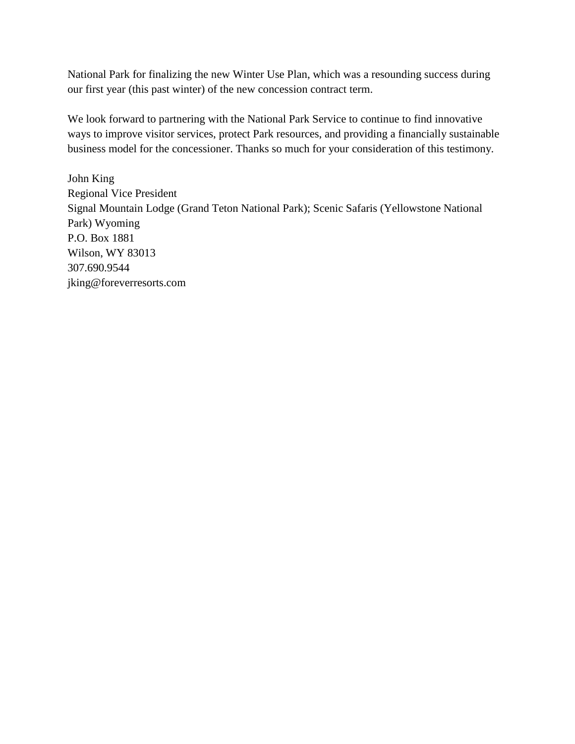National Park for finalizing the new Winter Use Plan, which was a resounding success during our first year (this past winter) of the new concession contract term.

We look forward to partnering with the National Park Service to continue to find innovative ways to improve visitor services, protect Park resources, and providing a financially sustainable business model for the concessioner. Thanks so much for your consideration of this testimony.

John King  
Regional Vice President  
Signal Mountain Lodge (Grand Teton National Park); Scenic Safaris (Yellowstone National Park) Wyoming  
P.O. Box 1881  
Wilson, WY 83013  
307.690.9544  
jking@foreverresorts.com